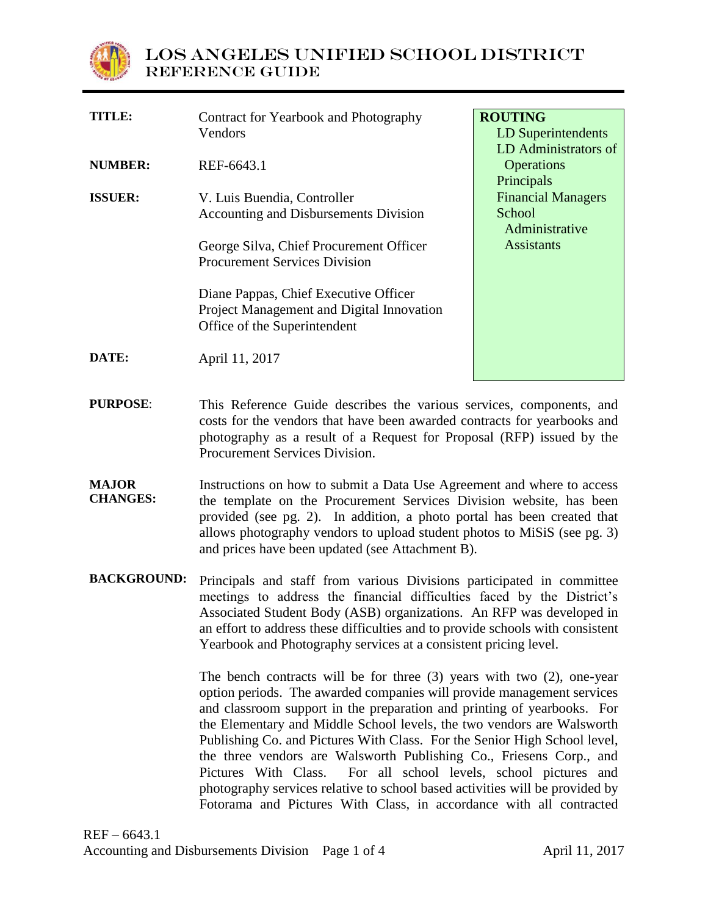# LOS ANGELES UNIFIED SCHOOL DISTRICT
## REFERENCE GUIDE

| | | |
|---|---|---|
| **TITLE:** | Contract for Yearbook and Photography Vendors | **ROUTING**<br>LD Superintendents<br>LD Administrators of Operations<br>Principals<br>Financial Managers<br>School Administrative Assistants |
| **NUMBER:** | REF-6643.1 | |
| **ISSUER:** | V. Luis Buendia, Controller<br>Accounting and Disbursements Division<br><br>George Silva, Chief Procurement Officer<br>Procurement Services Division<br><br>Diane Pappas, Chief Executive Officer<br>Project Management and Digital Innovation<br>Office of the Superintendent | |
| **DATE:** | April 11, 2017 | |

**PURPOSE**: This Reference Guide describes the various services, components, and costs for the vendors that have been awarded contracts for yearbooks and photography as a result of a Request for Proposal (RFP) issued by the Procurement Services Division.

**MAJOR CHANGES:** Instructions on how to submit a Data Use Agreement and where to access the template on the Procurement Services Division website, has been provided (see pg. 2). In addition, a photo portal has been created that allows photography vendors to upload student photos to MiSiS (see pg. 3) and prices have been updated (see Attachment B).

**BACKGROUND:** Principals and staff from various Divisions participated in committee meetings to address the financial difficulties faced by the District's Associated Student Body (ASB) organizations. An RFP was developed in an effort to address these difficulties and to provide schools with consistent Yearbook and Photography services at a consistent pricing level.

The bench contracts will be for three (3) years with two (2), one-year option periods. The awarded companies will provide management services and classroom support in the preparation and printing of yearbooks. For the Elementary and Middle School levels, the two vendors are Walsworth Publishing Co. and Pictures With Class. For the Senior High School level, the three vendors are Walsworth Publishing Co., Friesens Corp., and Pictures With Class. For all school levels, school pictures and photography services relative to school based activities will be provided by Fotorama and Pictures With Class, in accordance with all contracted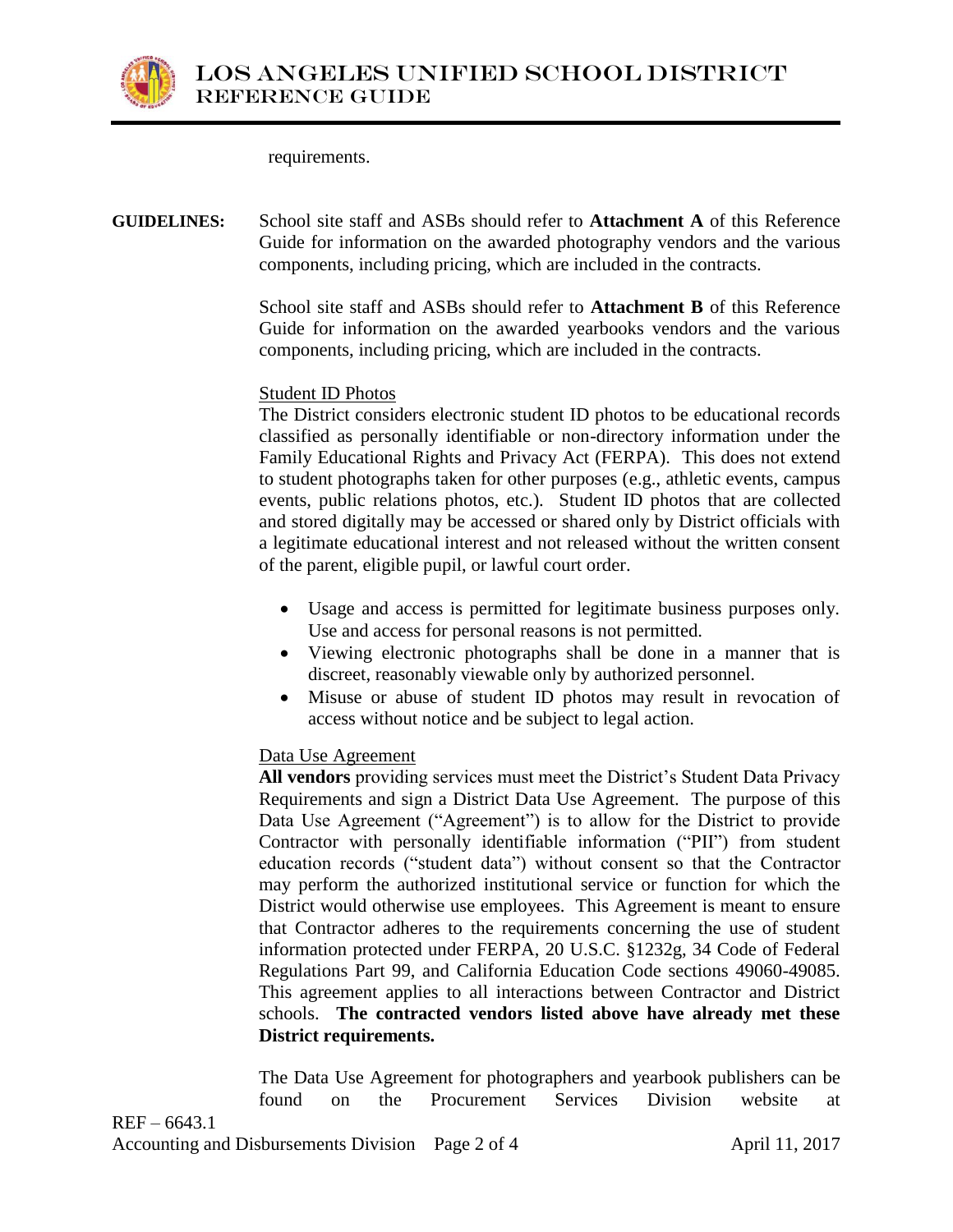requirements.

**GUIDELINES:** School site staff and ASBs should refer to **Attachment A** of this Reference Guide for information on the awarded photography vendors and the various components, including pricing, which are included in the contracts.

School site staff and ASBs should refer to **Attachment B** of this Reference Guide for information on the awarded yearbooks vendors and the various components, including pricing, which are included in the contracts.

Student ID Photos

The District considers electronic student ID photos to be educational records classified as personally identifiable or non-directory information under the Family Educational Rights and Privacy Act (FERPA). This does not extend to student photographs taken for other purposes (e.g., athletic events, campus events, public relations photos, etc.). Student ID photos that are collected and stored digitally may be accessed or shared only by District officials with a legitimate educational interest and not released without the written consent of the parent, eligible pupil, or lawful court order.

- Usage and access is permitted for legitimate business purposes only. Use and access for personal reasons is not permitted.
- Viewing electronic photographs shall be done in a manner that is discreet, reasonably viewable only by authorized personnel.
- Misuse or abuse of student ID photos may result in revocation of access without notice and be subject to legal action.

Data Use Agreement

**All vendors** providing services must meet the District's Student Data Privacy Requirements and sign a District Data Use Agreement. The purpose of this Data Use Agreement ("Agreement") is to allow for the District to provide Contractor with personally identifiable information ("PII") from student education records ("student data") without consent so that the Contractor may perform the authorized institutional service or function for which the District would otherwise use employees. This Agreement is meant to ensure that Contractor adheres to the requirements concerning the use of student information protected under FERPA, 20 U.S.C. §1232g, 34 Code of Federal Regulations Part 99, and California Education Code sections 49060-49085. This agreement applies to all interactions between Contractor and District schools. **The contracted vendors listed above have already met these District requirements.**

The Data Use Agreement for photographers and yearbook publishers can be found on the Procurement Services Division website at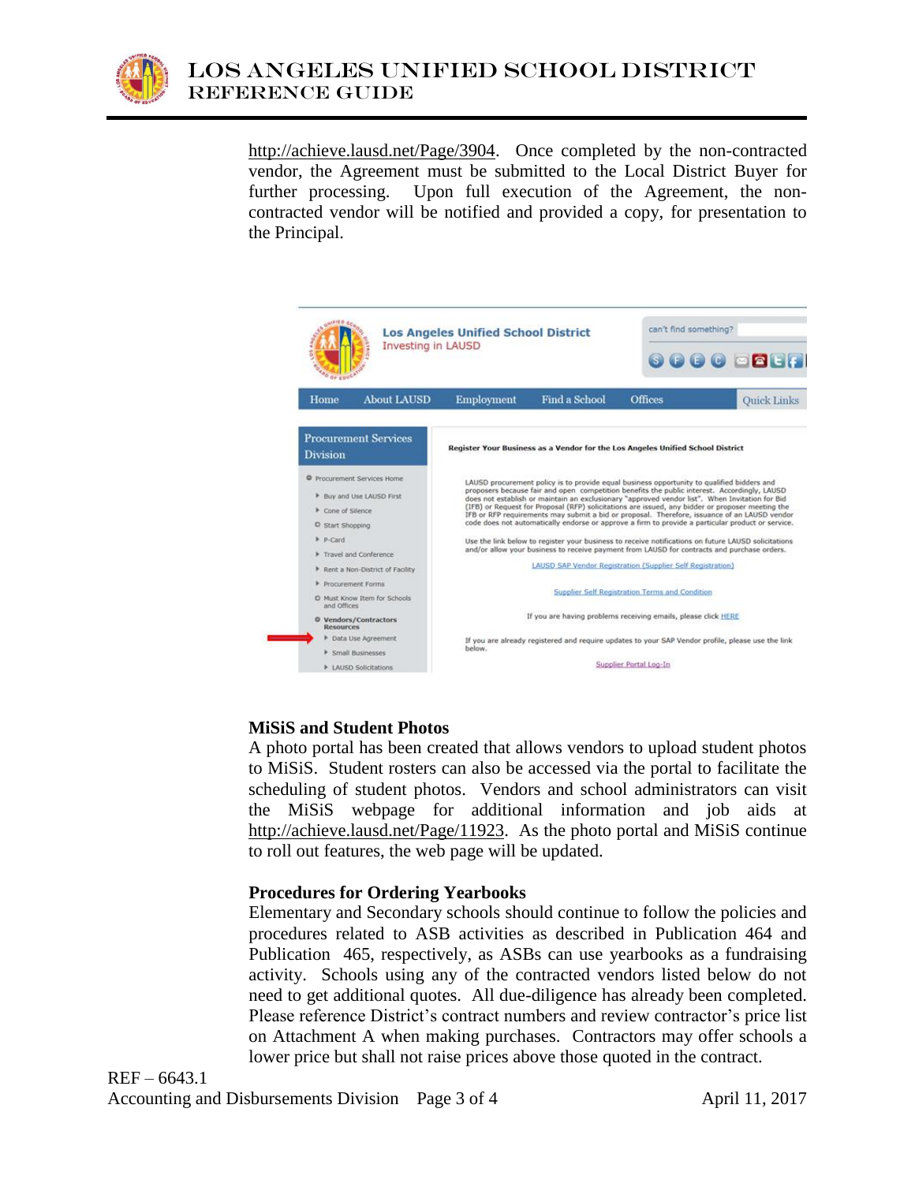http://achieve.lausd.net/Page/3904. Once completed by the non-contracted vendor, the Agreement must be submitted to the Local District Buyer for further processing. Upon full execution of the Agreement, the non-contracted vendor will be notified and provided a copy, for presentation to the Principal.

**MiSiS and Student Photos**

A photo portal has been created that allows vendors to upload student photos to MiSiS. Student rosters can also be accessed via the portal to facilitate the scheduling of student photos. Vendors and school administrators can visit the MiSiS webpage for additional information and job aids at http://achieve.lausd.net/Page/11923. As the photo portal and MiSiS continue to roll out features, the web page will be updated.

**Procedures for Ordering Yearbooks**

Elementary and Secondary schools should continue to follow the policies and procedures related to ASB activities as described in Publication 464 and Publication 465, respectively, as ASBs can use yearbooks as a fundraising activity. Schools using any of the contracted vendors listed below do not need to get additional quotes. All due-diligence has already been completed. Please reference District's contract numbers and review contractor's price list on Attachment A when making purchases. Contractors may offer schools a lower price but shall not raise prices above those quoted in the contract.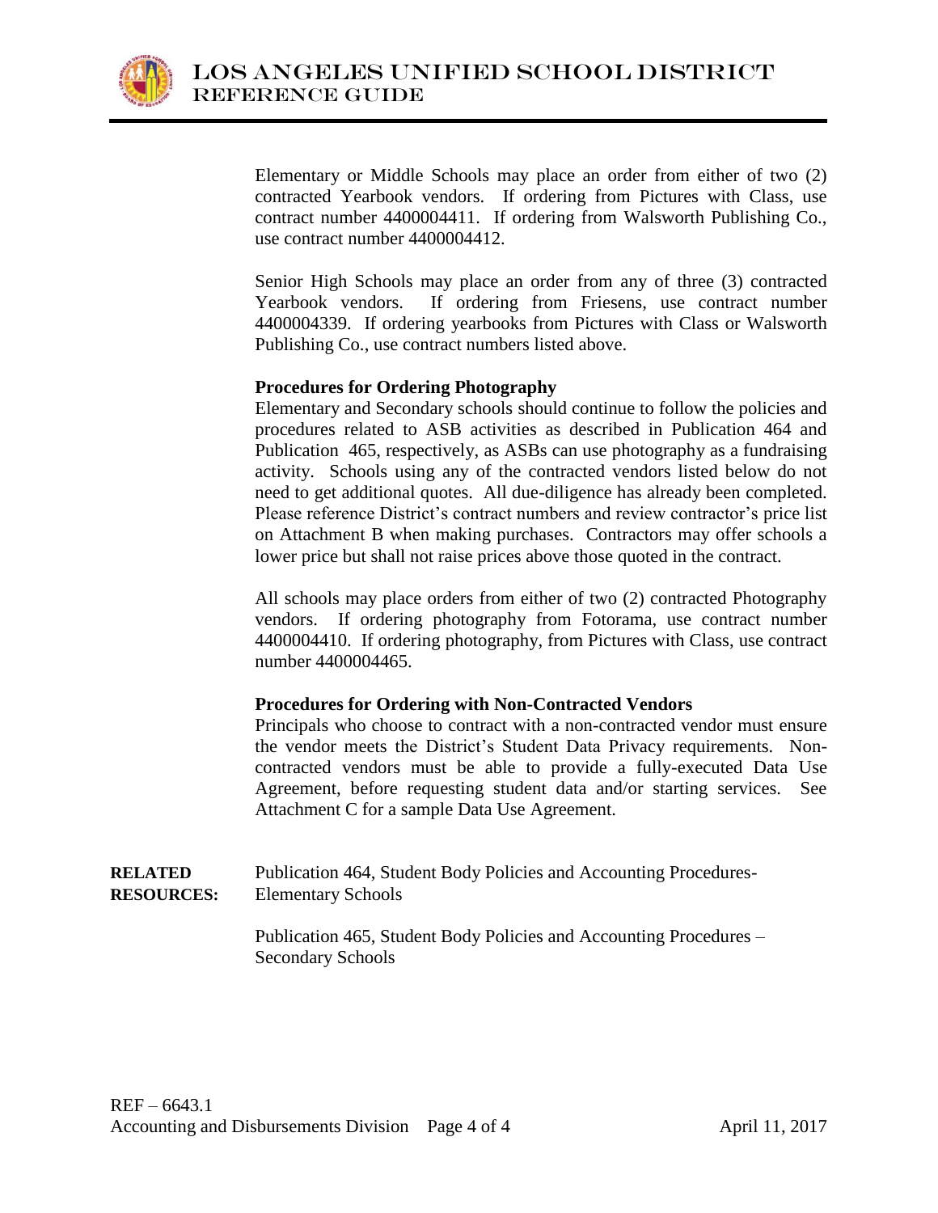Elementary or Middle Schools may place an order from either of two (2) contracted Yearbook vendors. If ordering from Pictures with Class, use contract number 4400004411. If ordering from Walsworth Publishing Co., use contract number 4400004412.

Senior High Schools may place an order from any of three (3) contracted Yearbook vendors. If ordering from Friesens, use contract number 4400004339. If ordering yearbooks from Pictures with Class or Walsworth Publishing Co., use contract numbers listed above.

**Procedures for Ordering Photography**

Elementary and Secondary schools should continue to follow the policies and procedures related to ASB activities as described in Publication 464 and Publication 465, respectively, as ASBs can use photography as a fundraising activity. Schools using any of the contracted vendors listed below do not need to get additional quotes. All due-diligence has already been completed. Please reference District's contract numbers and review contractor's price list on Attachment B when making purchases. Contractors may offer schools a lower price but shall not raise prices above those quoted in the contract.

All schools may place orders from either of two (2) contracted Photography vendors. If ordering photography from Fotorama, use contract number 4400004410. If ordering photography, from Pictures with Class, use contract number 4400004465.

**Procedures for Ordering with Non-Contracted Vendors**

Principals who choose to contract with a non-contracted vendor must ensure the vendor meets the District's Student Data Privacy requirements. Non-contracted vendors must be able to provide a fully-executed Data Use Agreement, before requesting student data and/or starting services. See Attachment C for a sample Data Use Agreement.

**RELATED RESOURCES:**

Publication 464, Student Body Policies and Accounting Procedures-Elementary Schools

Publication 465, Student Body Policies and Accounting Procedures – Secondary Schools